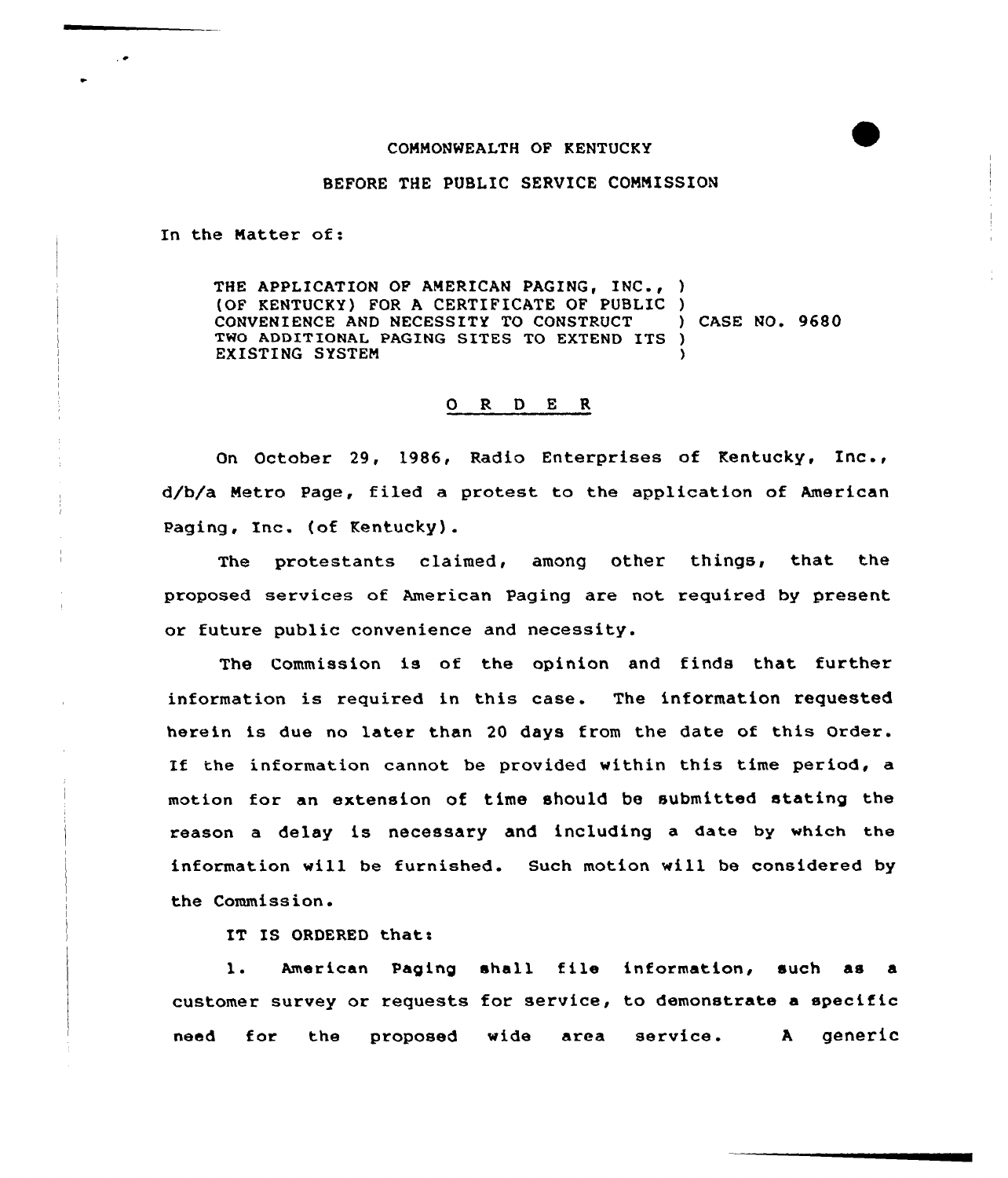COMMONWEALTH OF KENTUCKY

BEFORE THE PUBLIC SERVICE COMMISSION

In the Matter of:

THE APPLICATION OF AMERICAN PAGING, INC., (OF KENTUCKY) FOR A CERTIFICATE OF PUBLIC CONVENIENCE AND NECESSITY TO CONSTRUCT TWO ADDITIONAL PAGING SITES TO EXTEND ITS EXISTING SYSTEM ) CASE NO. 9680

## O R D E R

On October 29, 1986, Radio Enterprises of Kentucky, Inc., d/b/a Metro Page, filed a protest to the application of American Paging, Inc. (of Kentucky).

The protestants claimed, among other things, that the proposed services of American Paging are not required by present or future public convenience and necessity.

The Commission is of the opinion and finds that further information is required in this case. The information requested herein is due no later than 20 days from the date of this Order. If the information cannot be provided within this time period, a motion for an extension of time should be submitted stating the reason a delay is necessary and including a date by which the information will be furnished. Such motion will be considered by the Commission.

IT IS ORDERED that:

1. American Paging shall file information, such as a customer survey or requests for service, to demonstrate a specific need for the proposed wide area service. A generic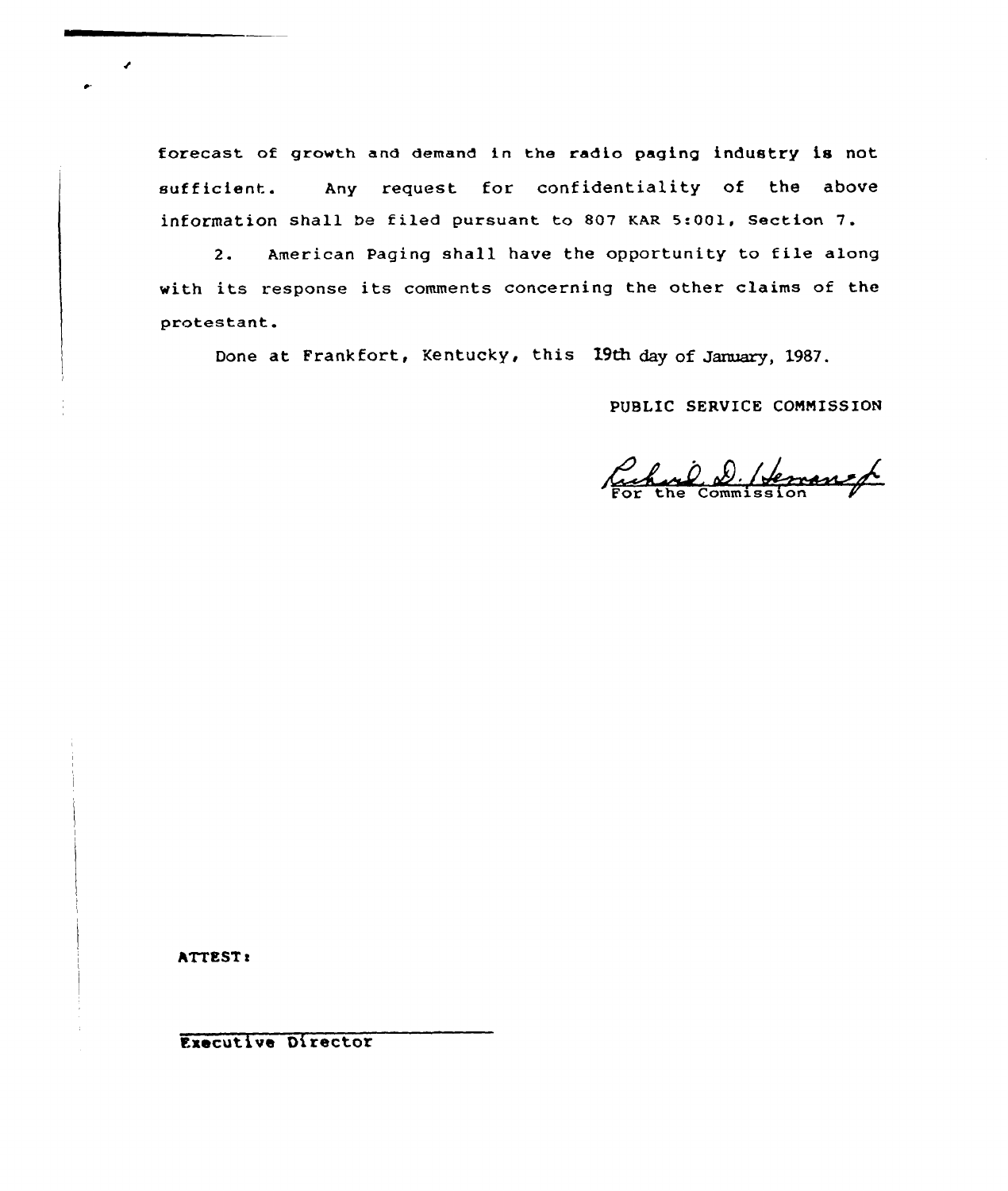forecast of growth and demand in the radio paging industry is not sufficient. Any request for confidentiality of the above information shall be filed pursuant to 807 KAR 5:001, Section 7.

2. American Paging shall have the opportunity to file along with its response its comments concerning the other claims of the protestant.

Done at Frankfort, Kentucky, this 19th day of January, 1987.

PUBLIC SERVICE COMMISSION

For the Commission

ATTEST:

Executive Director